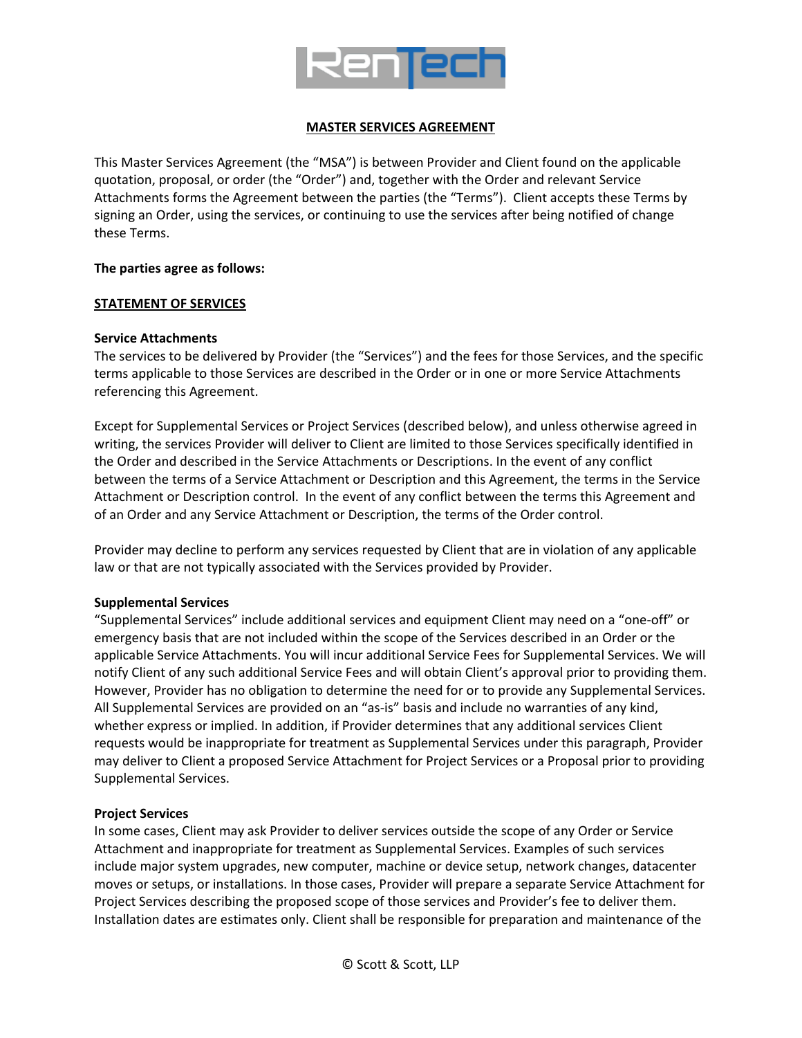# MASTER SERVICES AGREEMENT

This Master Services Agreement (the "MSA") is between Provider and Client found on the applicable quotation, proposal, or order (the "Order") and, together with the Order and relevant Service Attachments forms the Agreement between the parties (the "Terms"). Client accepts these Terms by signing an Order, using the services, or continuing to use the services after being notified of change these Terms.

**The parties agree as follows:**

## STATEMENT OF SERVICES

**Service Attachments**
The services to be delivered by Provider (the "Services") and the fees for those Services, and the specific terms applicable to those Services are described in the Order or in one or more Service Attachments referencing this Agreement.

Except for Supplemental Services or Project Services (described below), and unless otherwise agreed in writing, the services Provider will deliver to Client are limited to those Services specifically identified in the Order and described in the Service Attachments or Descriptions. In the event of any conflict between the terms of a Service Attachment or Description and this Agreement, the terms in the Service Attachment or Description control. In the event of any conflict between the terms this Agreement and of an Order and any Service Attachment or Description, the terms of the Order control.

Provider may decline to perform any services requested by Client that are in violation of any applicable law or that are not typically associated with the Services provided by Provider.

**Supplemental Services**
"Supplemental Services" include additional services and equipment Client may need on a "one-off" or emergency basis that are not included within the scope of the Services described in an Order or the applicable Service Attachments. You will incur additional Service Fees for Supplemental Services. We will notify Client of any such additional Service Fees and will obtain Client's approval prior to providing them. However, Provider has no obligation to determine the need for or to provide any Supplemental Services. All Supplemental Services are provided on an "as-is" basis and include no warranties of any kind, whether express or implied. In addition, if Provider determines that any additional services Client requests would be inappropriate for treatment as Supplemental Services under this paragraph, Provider may deliver to Client a proposed Service Attachment for Project Services or a Proposal prior to providing Supplemental Services.

**Project Services**
In some cases, Client may ask Provider to deliver services outside the scope of any Order or Service Attachment and inappropriate for treatment as Supplemental Services. Examples of such services include major system upgrades, new computer, machine or device setup, network changes, datacenter moves or setups, or installations. In those cases, Provider will prepare a separate Service Attachment for Project Services describing the proposed scope of those services and Provider's fee to deliver them. Installation dates are estimates only. Client shall be responsible for preparation and maintenance of the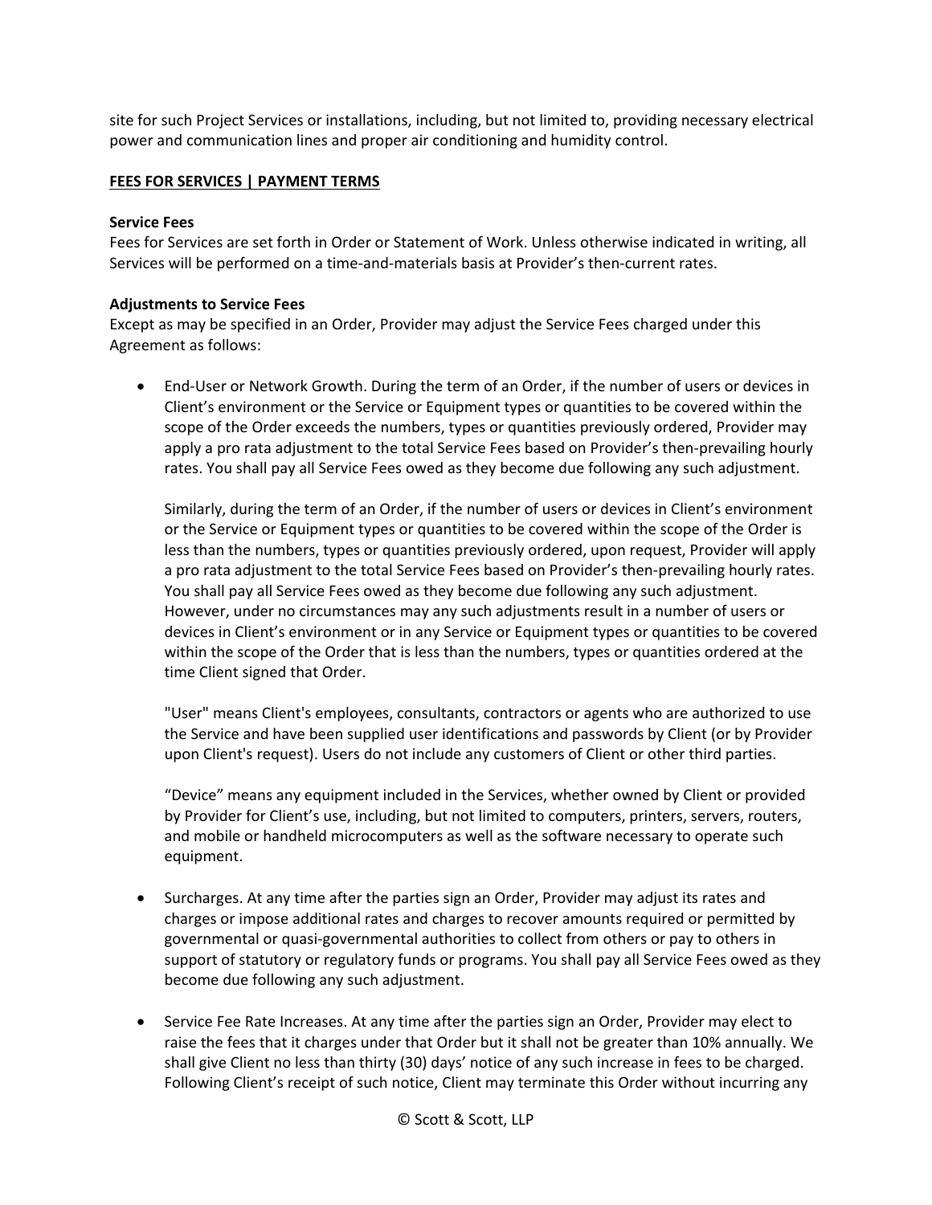site for such Project Services or installations, including, but not limited to, providing necessary electrical power and communication lines and proper air conditioning and humidity control.

## FEES FOR SERVICES | PAYMENT TERMS

### Service Fees

Fees for Services are set forth in Order or Statement of Work. Unless otherwise indicated in writing, all Services will be performed on a time-and-materials basis at Provider's then-current rates.

### Adjustments to Service Fees

Except as may be specified in an Order, Provider may adjust the Service Fees charged under this Agreement as follows:

- End-User or Network Growth. During the term of an Order, if the number of users or devices in Client's environment or the Service or Equipment types or quantities to be covered within the scope of the Order exceeds the numbers, types or quantities previously ordered, Provider may apply a pro rata adjustment to the total Service Fees based on Provider's then-prevailing hourly rates. You shall pay all Service Fees owed as they become due following any such adjustment.

  Similarly, during the term of an Order, if the number of users or devices in Client's environment or the Service or Equipment types or quantities to be covered within the scope of the Order is less than the numbers, types or quantities previously ordered, upon request, Provider will apply a pro rata adjustment to the total Service Fees based on Provider's then-prevailing hourly rates. You shall pay all Service Fees owed as they become due following any such adjustment. However, under no circumstances may any such adjustments result in a number of users or devices in Client's environment or in any Service or Equipment types or quantities to be covered within the scope of the Order that is less than the numbers, types or quantities ordered at the time Client signed that Order.

  "User" means Client's employees, consultants, contractors or agents who are authorized to use the Service and have been supplied user identifications and passwords by Client (or by Provider upon Client's request). Users do not include any customers of Client or other third parties.

  "Device" means any equipment included in the Services, whether owned by Client or provided by Provider for Client's use, including, but not limited to computers, printers, servers, routers, and mobile or handheld microcomputers as well as the software necessary to operate such equipment.

- Surcharges. At any time after the parties sign an Order, Provider may adjust its rates and charges or impose additional rates and charges to recover amounts required or permitted by governmental or quasi-governmental authorities to collect from others or pay to others in support of statutory or regulatory funds or programs. You shall pay all Service Fees owed as they become due following any such adjustment.

- Service Fee Rate Increases. At any time after the parties sign an Order, Provider may elect to raise the fees that it charges under that Order but it shall not be greater than 10% annually. We shall give Client no less than thirty (30) days' notice of any such increase in fees to be charged. Following Client's receipt of such notice, Client may terminate this Order without incurring any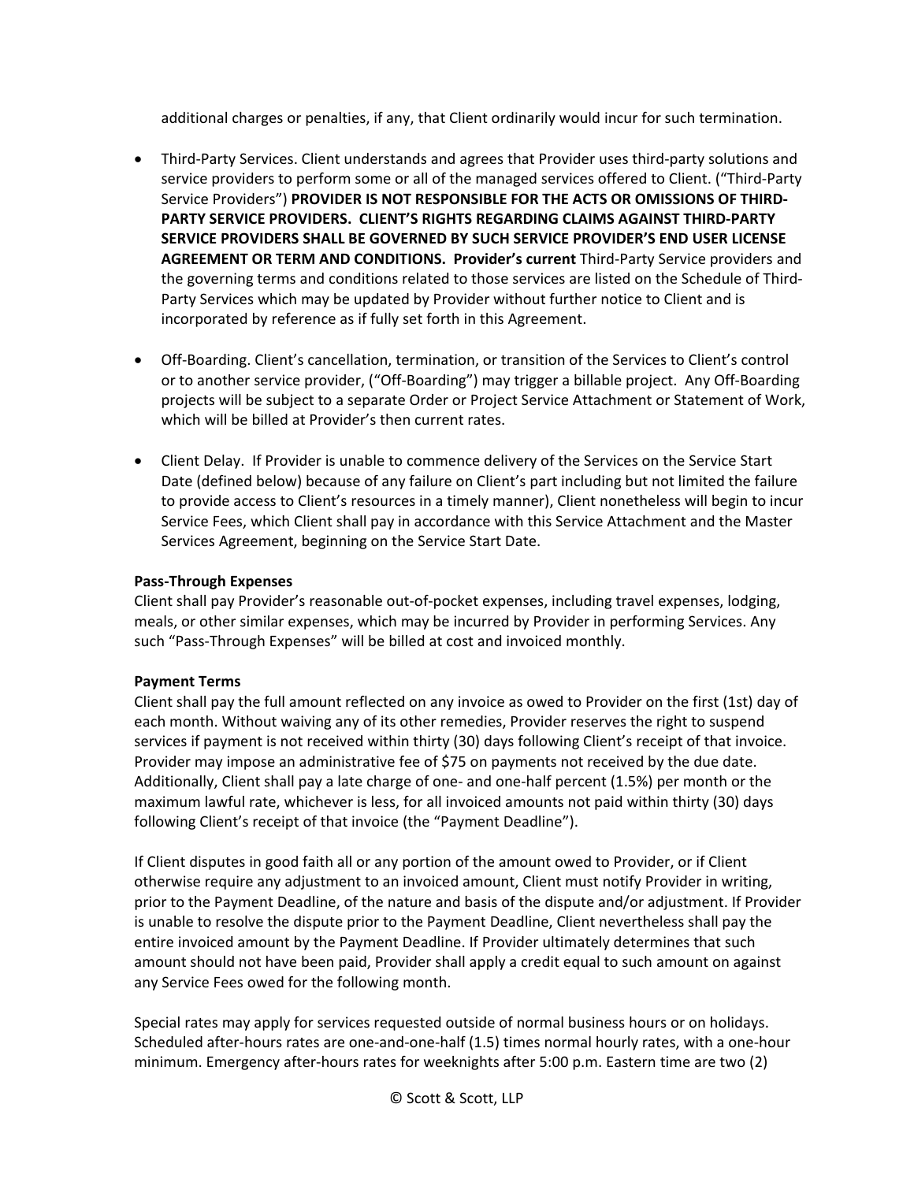additional charges or penalties, if any, that Client ordinarily would incur for such termination.

- Third-Party Services. Client understands and agrees that Provider uses third-party solutions and service providers to perform some or all of the managed services offered to Client. ("Third-Party Service Providers") **PROVIDER IS NOT RESPONSIBLE FOR THE ACTS OR OMISSIONS OF THIRD-PARTY SERVICE PROVIDERS. CLIENT'S RIGHTS REGARDING CLAIMS AGAINST THIRD-PARTY SERVICE PROVIDERS SHALL BE GOVERNED BY SUCH SERVICE PROVIDER'S END USER LICENSE AGREEMENT OR TERM AND CONDITIONS. Provider's current** Third-Party Service providers and the governing terms and conditions related to those services are listed on the Schedule of Third-Party Services which may be updated by Provider without further notice to Client and is incorporated by reference as if fully set forth in this Agreement.

- Off-Boarding. Client's cancellation, termination, or transition of the Services to Client's control or to another service provider, ("Off-Boarding") may trigger a billable project. Any Off-Boarding projects will be subject to a separate Order or Project Service Attachment or Statement of Work, which will be billed at Provider's then current rates.

- Client Delay. If Provider is unable to commence delivery of the Services on the Service Start Date (defined below) because of any failure on Client's part including but not limited the failure to provide access to Client's resources in a timely manner), Client nonetheless will begin to incur Service Fees, which Client shall pay in accordance with this Service Attachment and the Master Services Agreement, beginning on the Service Start Date.

**Pass-Through Expenses**

Client shall pay Provider's reasonable out-of-pocket expenses, including travel expenses, lodging, meals, or other similar expenses, which may be incurred by Provider in performing Services. Any such "Pass-Through Expenses" will be billed at cost and invoiced monthly.

**Payment Terms**

Client shall pay the full amount reflected on any invoice as owed to Provider on the first (1st) day of each month. Without waiving any of its other remedies, Provider reserves the right to suspend services if payment is not received within thirty (30) days following Client's receipt of that invoice. Provider may impose an administrative fee of $75 on payments not received by the due date. Additionally, Client shall pay a late charge of one- and one-half percent (1.5%) per month or the maximum lawful rate, whichever is less, for all invoiced amounts not paid within thirty (30) days following Client's receipt of that invoice (the "Payment Deadline").

If Client disputes in good faith all or any portion of the amount owed to Provider, or if Client otherwise require any adjustment to an invoiced amount, Client must notify Provider in writing, prior to the Payment Deadline, of the nature and basis of the dispute and/or adjustment. If Provider is unable to resolve the dispute prior to the Payment Deadline, Client nevertheless shall pay the entire invoiced amount by the Payment Deadline. If Provider ultimately determines that such amount should not have been paid, Provider shall apply a credit equal to such amount on against any Service Fees owed for the following month.

Special rates may apply for services requested outside of normal business hours or on holidays. Scheduled after-hours rates are one-and-one-half (1.5) times normal hourly rates, with a one-hour minimum. Emergency after-hours rates for weeknights after 5:00 p.m. Eastern time are two (2)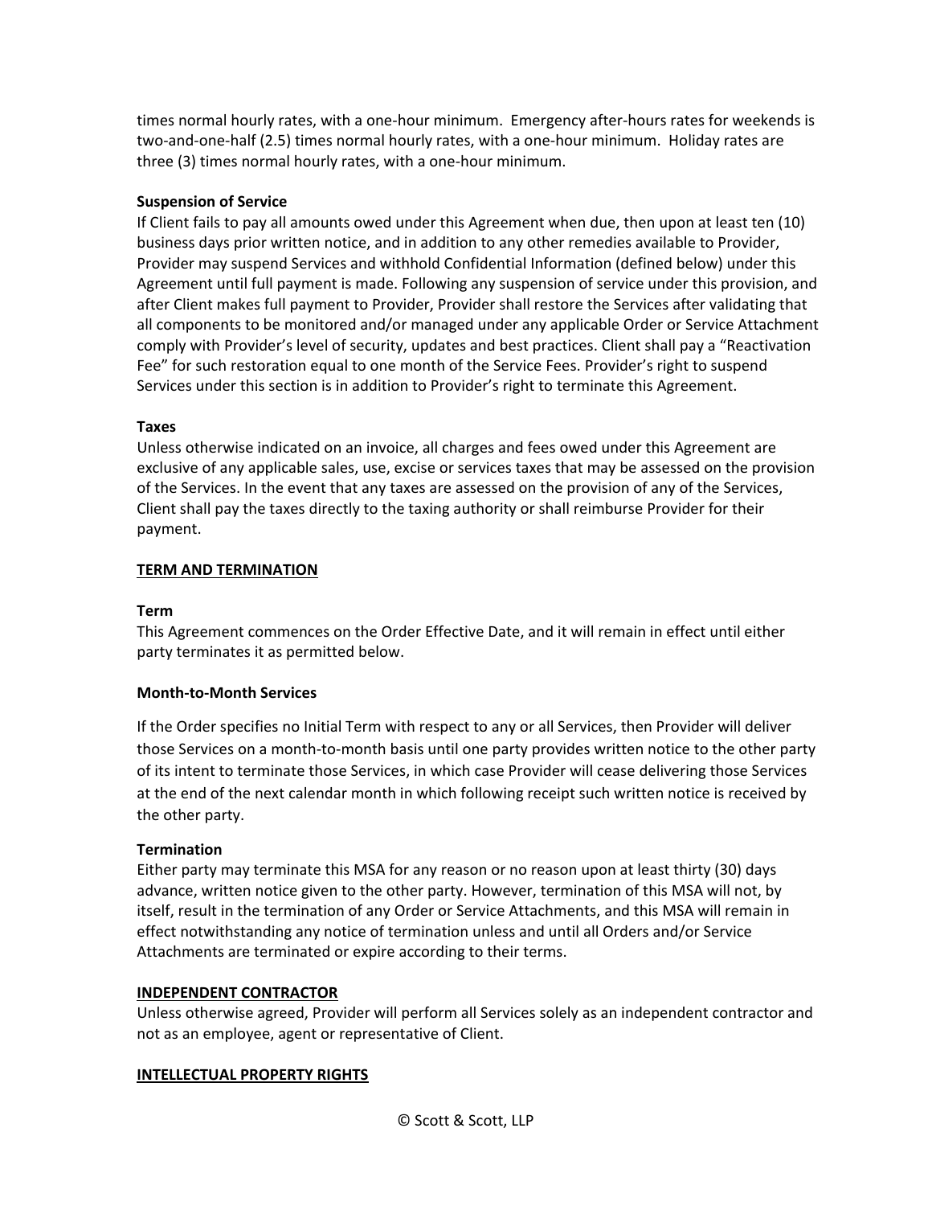times normal hourly rates, with a one-hour minimum. Emergency after-hours rates for weekends is two-and-one-half (2.5) times normal hourly rates, with a one-hour minimum. Holiday rates are three (3) times normal hourly rates, with a one-hour minimum.

**Suspension of Service**

If Client fails to pay all amounts owed under this Agreement when due, then upon at least ten (10) business days prior written notice, and in addition to any other remedies available to Provider, Provider may suspend Services and withhold Confidential Information (defined below) under this Agreement until full payment is made. Following any suspension of service under this provision, and after Client makes full payment to Provider, Provider shall restore the Services after validating that all components to be monitored and/or managed under any applicable Order or Service Attachment comply with Provider's level of security, updates and best practices. Client shall pay a "Reactivation Fee" for such restoration equal to one month of the Service Fees. Provider's right to suspend Services under this section is in addition to Provider's right to terminate this Agreement.

**Taxes**

Unless otherwise indicated on an invoice, all charges and fees owed under this Agreement are exclusive of any applicable sales, use, excise or services taxes that may be assessed on the provision of the Services. In the event that any taxes are assessed on the provision of any of the Services, Client shall pay the taxes directly to the taxing authority or shall reimburse Provider for their payment.

## TERM AND TERMINATION

**Term**

This Agreement commences on the Order Effective Date, and it will remain in effect until either party terminates it as permitted below.

**Month-to-Month Services**

If the Order specifies no Initial Term with respect to any or all Services, then Provider will deliver those Services on a month-to-month basis until one party provides written notice to the other party of its intent to terminate those Services, in which case Provider will cease delivering those Services at the end of the next calendar month in which following receipt such written notice is received by the other party.

**Termination**

Either party may terminate this MSA for any reason or no reason upon at least thirty (30) days advance, written notice given to the other party. However, termination of this MSA will not, by itself, result in the termination of any Order or Service Attachments, and this MSA will remain in effect notwithstanding any notice of termination unless and until all Orders and/or Service Attachments are terminated or expire according to their terms.

## INDEPENDENT CONTRACTOR

Unless otherwise agreed, Provider will perform all Services solely as an independent contractor and not as an employee, agent or representative of Client.

## INTELLECTUAL PROPERTY RIGHTS

© Scott & Scott, LLP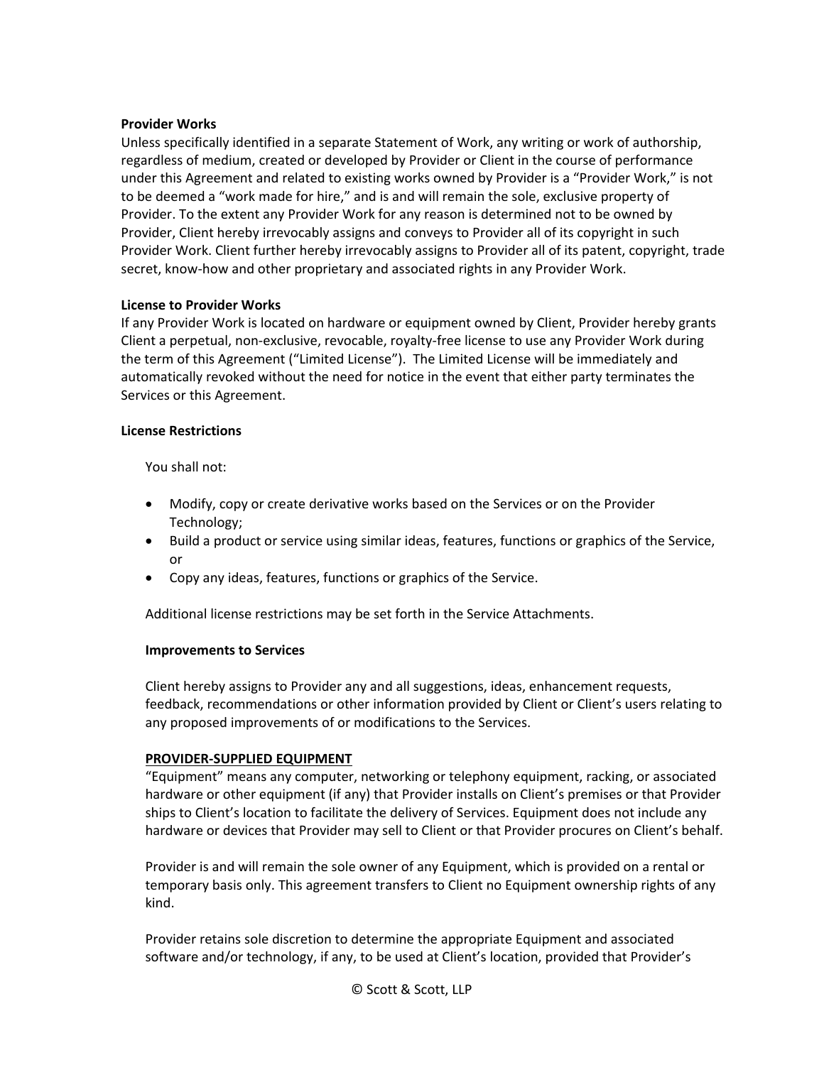**Provider Works**

Unless specifically identified in a separate Statement of Work, any writing or work of authorship, regardless of medium, created or developed by Provider or Client in the course of performance under this Agreement and related to existing works owned by Provider is a "Provider Work," is not to be deemed a "work made for hire," and is and will remain the sole, exclusive property of Provider. To the extent any Provider Work for any reason is determined not to be owned by Provider, Client hereby irrevocably assigns and conveys to Provider all of its copyright in such Provider Work. Client further hereby irrevocably assigns to Provider all of its patent, copyright, trade secret, know-how and other proprietary and associated rights in any Provider Work.

**License to Provider Works**

If any Provider Work is located on hardware or equipment owned by Client, Provider hereby grants Client a perpetual, non-exclusive, revocable, royalty-free license to use any Provider Work during the term of this Agreement ("Limited License"). The Limited License will be immediately and automatically revoked without the need for notice in the event that either party terminates the Services or this Agreement.

**License Restrictions**

You shall not:

- Modify, copy or create derivative works based on the Services or on the Provider Technology;
- Build a product or service using similar ideas, features, functions or graphics of the Service, or
- Copy any ideas, features, functions or graphics of the Service.

Additional license restrictions may be set forth in the Service Attachments.

**Improvements to Services**

Client hereby assigns to Provider any and all suggestions, ideas, enhancement requests, feedback, recommendations or other information provided by Client or Client's users relating to any proposed improvements of or modifications to the Services.

**PROVIDER-SUPPLIED EQUIPMENT**

"Equipment" means any computer, networking or telephony equipment, racking, or associated hardware or other equipment (if any) that Provider installs on Client's premises or that Provider ships to Client's location to facilitate the delivery of Services. Equipment does not include any hardware or devices that Provider may sell to Client or that Provider procures on Client's behalf.

Provider is and will remain the sole owner of any Equipment, which is provided on a rental or temporary basis only. This agreement transfers to Client no Equipment ownership rights of any kind.

Provider retains sole discretion to determine the appropriate Equipment and associated software and/or technology, if any, to be used at Client's location, provided that Provider's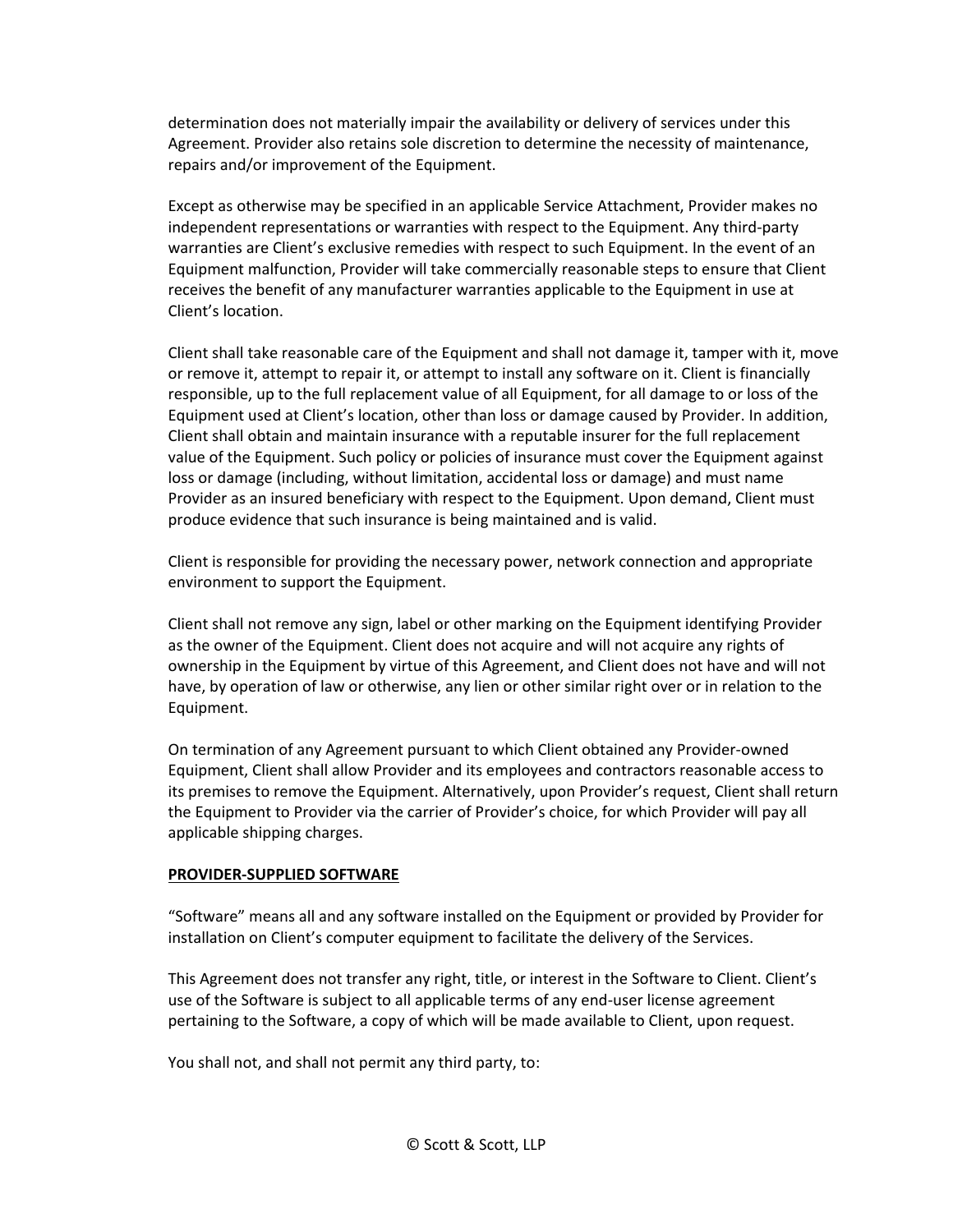determination does not materially impair the availability or delivery of services under this Agreement. Provider also retains sole discretion to determine the necessity of maintenance, repairs and/or improvement of the Equipment.

Except as otherwise may be specified in an applicable Service Attachment, Provider makes no independent representations or warranties with respect to the Equipment. Any third-party warranties are Client's exclusive remedies with respect to such Equipment. In the event of an Equipment malfunction, Provider will take commercially reasonable steps to ensure that Client receives the benefit of any manufacturer warranties applicable to the Equipment in use at Client's location.

Client shall take reasonable care of the Equipment and shall not damage it, tamper with it, move or remove it, attempt to repair it, or attempt to install any software on it. Client is financially responsible, up to the full replacement value of all Equipment, for all damage to or loss of the Equipment used at Client's location, other than loss or damage caused by Provider. In addition, Client shall obtain and maintain insurance with a reputable insurer for the full replacement value of the Equipment. Such policy or policies of insurance must cover the Equipment against loss or damage (including, without limitation, accidental loss or damage) and must name Provider as an insured beneficiary with respect to the Equipment. Upon demand, Client must produce evidence that such insurance is being maintained and is valid.

Client is responsible for providing the necessary power, network connection and appropriate environment to support the Equipment.

Client shall not remove any sign, label or other marking on the Equipment identifying Provider as the owner of the Equipment. Client does not acquire and will not acquire any rights of ownership in the Equipment by virtue of this Agreement, and Client does not have and will not have, by operation of law or otherwise, any lien or other similar right over or in relation to the Equipment.

On termination of any Agreement pursuant to which Client obtained any Provider-owned Equipment, Client shall allow Provider and its employees and contractors reasonable access to its premises to remove the Equipment. Alternatively, upon Provider's request, Client shall return the Equipment to Provider via the carrier of Provider's choice, for which Provider will pay all applicable shipping charges.

**PROVIDER-SUPPLIED SOFTWARE**

"Software" means all and any software installed on the Equipment or provided by Provider for installation on Client's computer equipment to facilitate the delivery of the Services.

This Agreement does not transfer any right, title, or interest in the Software to Client. Client's use of the Software is subject to all applicable terms of any end-user license agreement pertaining to the Software, a copy of which will be made available to Client, upon request.

You shall not, and shall not permit any third party, to: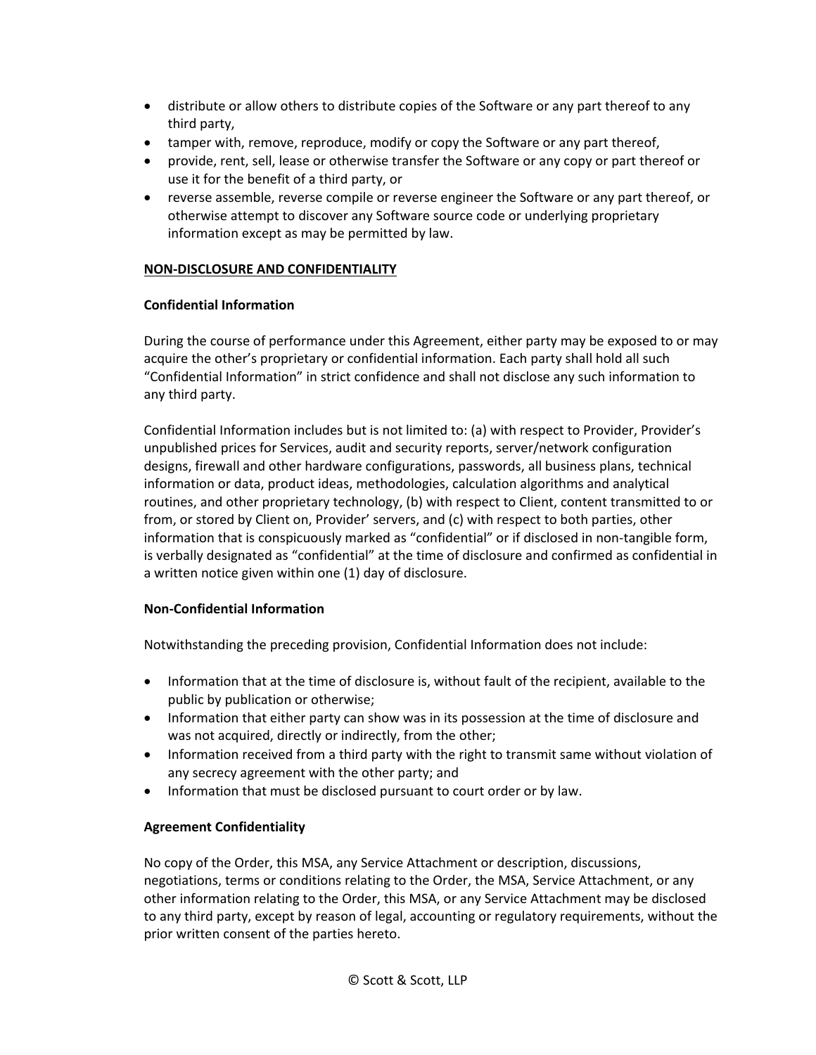- distribute or allow others to distribute copies of the Software or any part thereof to any third party,
- tamper with, remove, reproduce, modify or copy the Software or any part thereof,
- provide, rent, sell, lease or otherwise transfer the Software or any copy or part thereof or use it for the benefit of a third party, or
- reverse assemble, reverse compile or reverse engineer the Software or any part thereof, or otherwise attempt to discover any Software source code or underlying proprietary information except as may be permitted by law.

## NON-DISCLOSURE AND CONFIDENTIALITY

### Confidential Information

During the course of performance under this Agreement, either party may be exposed to or may acquire the other's proprietary or confidential information. Each party shall hold all such "Confidential Information" in strict confidence and shall not disclose any such information to any third party.

Confidential Information includes but is not limited to: (a) with respect to Provider, Provider's unpublished prices for Services, audit and security reports, server/network configuration designs, firewall and other hardware configurations, passwords, all business plans, technical information or data, product ideas, methodologies, calculation algorithms and analytical routines, and other proprietary technology, (b) with respect to Client, content transmitted to or from, or stored by Client on, Provider' servers, and (c) with respect to both parties, other information that is conspicuously marked as "confidential" or if disclosed in non-tangible form, is verbally designated as "confidential" at the time of disclosure and confirmed as confidential in a written notice given within one (1) day of disclosure.

### Non-Confidential Information

Notwithstanding the preceding provision, Confidential Information does not include:

- Information that at the time of disclosure is, without fault of the recipient, available to the public by publication or otherwise;
- Information that either party can show was in its possession at the time of disclosure and was not acquired, directly or indirectly, from the other;
- Information received from a third party with the right to transmit same without violation of any secrecy agreement with the other party; and
- Information that must be disclosed pursuant to court order or by law.

### Agreement Confidentiality

No copy of the Order, this MSA, any Service Attachment or description, discussions, negotiations, terms or conditions relating to the Order, the MSA, Service Attachment, or any other information relating to the Order, this MSA, or any Service Attachment may be disclosed to any third party, except by reason of legal, accounting or regulatory requirements, without the prior written consent of the parties hereto.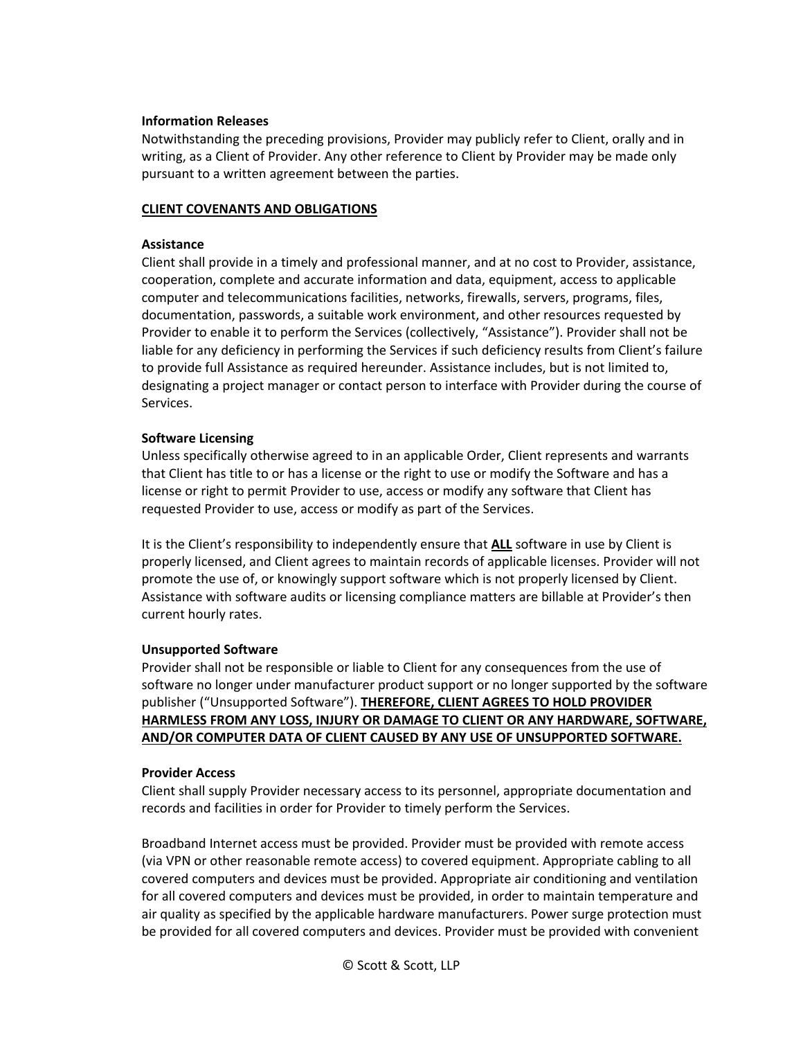**Information Releases**
Notwithstanding the preceding provisions, Provider may publicly refer to Client, orally and in writing, as a Client of Provider. Any other reference to Client by Provider may be made only pursuant to a written agreement between the parties.

**CLIENT COVENANTS AND OBLIGATIONS**

**Assistance**
Client shall provide in a timely and professional manner, and at no cost to Provider, assistance, cooperation, complete and accurate information and data, equipment, access to applicable computer and telecommunications facilities, networks, firewalls, servers, programs, files, documentation, passwords, a suitable work environment, and other resources requested by Provider to enable it to perform the Services (collectively, "Assistance"). Provider shall not be liable for any deficiency in performing the Services if such deficiency results from Client's failure to provide full Assistance as required hereunder. Assistance includes, but is not limited to, designating a project manager or contact person to interface with Provider during the course of Services.

**Software Licensing**
Unless specifically otherwise agreed to in an applicable Order, Client represents and warrants that Client has title to or has a license or the right to use or modify the Software and has a license or right to permit Provider to use, access or modify any software that Client has requested Provider to use, access or modify as part of the Services.

It is the Client's responsibility to independently ensure that **ALL** software in use by Client is properly licensed, and Client agrees to maintain records of applicable licenses. Provider will not promote the use of, or knowingly support software which is not properly licensed by Client. Assistance with software audits or licensing compliance matters are billable at Provider's then current hourly rates.

**Unsupported Software**
Provider shall not be responsible or liable to Client for any consequences from the use of software no longer under manufacturer product support or no longer supported by the software publisher ("Unsupported Software"). **THEREFORE, CLIENT AGREES TO HOLD PROVIDER HARMLESS FROM ANY LOSS, INJURY OR DAMAGE TO CLIENT OR ANY HARDWARE, SOFTWARE, AND/OR COMPUTER DATA OF CLIENT CAUSED BY ANY USE OF UNSUPPORTED SOFTWARE.**

**Provider Access**
Client shall supply Provider necessary access to its personnel, appropriate documentation and records and facilities in order for Provider to timely perform the Services.

Broadband Internet access must be provided. Provider must be provided with remote access (via VPN or other reasonable remote access) to covered equipment. Appropriate cabling to all covered computers and devices must be provided. Appropriate air conditioning and ventilation for all covered computers and devices must be provided, in order to maintain temperature and air quality as specified by the applicable hardware manufacturers. Power surge protection must be provided for all covered computers and devices. Provider must be provided with convenient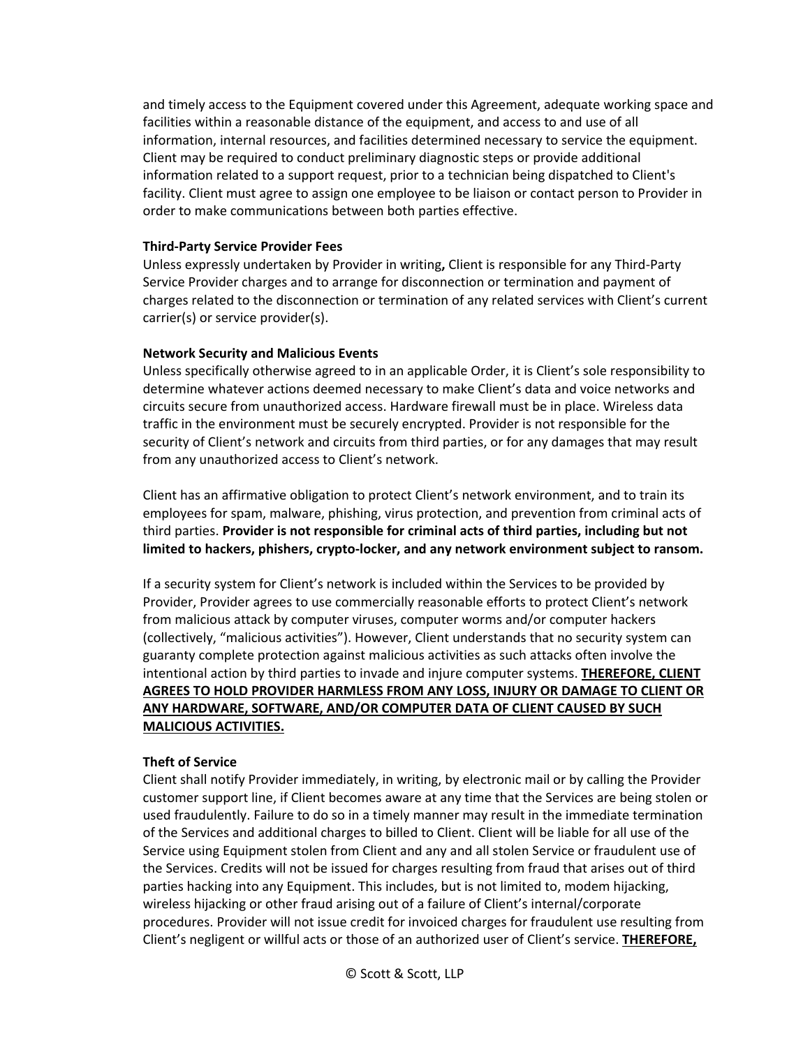and timely access to the Equipment covered under this Agreement, adequate working space and facilities within a reasonable distance of the equipment, and access to and use of all information, internal resources, and facilities determined necessary to service the equipment. Client may be required to conduct preliminary diagnostic steps or provide additional information related to a support request, prior to a technician being dispatched to Client's facility. Client must agree to assign one employee to be liaison or contact person to Provider in order to make communications between both parties effective.

**Third-Party Service Provider Fees**

Unless expressly undertaken by Provider in writing**,** Client is responsible for any Third-Party Service Provider charges and to arrange for disconnection or termination and payment of charges related to the disconnection or termination of any related services with Client's current carrier(s) or service provider(s).

**Network Security and Malicious Events**

Unless specifically otherwise agreed to in an applicable Order, it is Client's sole responsibility to determine whatever actions deemed necessary to make Client's data and voice networks and circuits secure from unauthorized access. Hardware firewall must be in place. Wireless data traffic in the environment must be securely encrypted. Provider is not responsible for the security of Client's network and circuits from third parties, or for any damages that may result from any unauthorized access to Client's network.

Client has an affirmative obligation to protect Client's network environment, and to train its employees for spam, malware, phishing, virus protection, and prevention from criminal acts of third parties. **Provider is not responsible for criminal acts of third parties, including but not limited to hackers, phishers, crypto-locker, and any network environment subject to ransom.**

If a security system for Client's network is included within the Services to be provided by Provider, Provider agrees to use commercially reasonable efforts to protect Client's network from malicious attack by computer viruses, computer worms and/or computer hackers (collectively, "malicious activities"). However, Client understands that no security system can guaranty complete protection against malicious activities as such attacks often involve the intentional action by third parties to invade and injure computer systems. **<u>THEREFORE, CLIENT AGREES TO HOLD PROVIDER HARMLESS FROM ANY LOSS, INJURY OR DAMAGE TO CLIENT OR ANY HARDWARE, SOFTWARE, AND/OR COMPUTER DATA OF CLIENT CAUSED BY SUCH MALICIOUS ACTIVITIES.</u>**

**Theft of Service**

Client shall notify Provider immediately, in writing, by electronic mail or by calling the Provider customer support line, if Client becomes aware at any time that the Services are being stolen or used fraudulently. Failure to do so in a timely manner may result in the immediate termination of the Services and additional charges to billed to Client. Client will be liable for all use of the Service using Equipment stolen from Client and any and all stolen Service or fraudulent use of the Services. Credits will not be issued for charges resulting from fraud that arises out of third parties hacking into any Equipment. This includes, but is not limited to, modem hijacking, wireless hijacking or other fraud arising out of a failure of Client's internal/corporate procedures. Provider will not issue credit for invoiced charges for fraudulent use resulting from Client's negligent or willful acts or those of an authorized user of Client's service. **<u>THEREFORE,</u>**

© Scott & Scott, LLP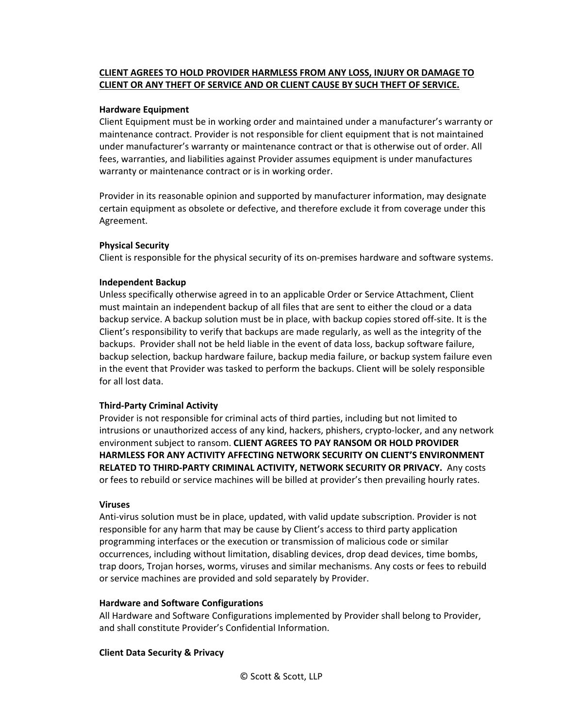**CLIENT AGREES TO HOLD PROVIDER HARMLESS FROM ANY LOSS, INJURY OR DAMAGE TO CLIENT OR ANY THEFT OF SERVICE AND OR CLIENT CAUSE BY SUCH THEFT OF SERVICE.**

**Hardware Equipment**

Client Equipment must be in working order and maintained under a manufacturer's warranty or maintenance contract. Provider is not responsible for client equipment that is not maintained under manufacturer's warranty or maintenance contract or that is otherwise out of order. All fees, warranties, and liabilities against Provider assumes equipment is under manufactures warranty or maintenance contract or is in working order.

Provider in its reasonable opinion and supported by manufacturer information, may designate certain equipment as obsolete or defective, and therefore exclude it from coverage under this Agreement.

**Physical Security**

Client is responsible for the physical security of its on-premises hardware and software systems.

**Independent Backup**

Unless specifically otherwise agreed in to an applicable Order or Service Attachment, Client must maintain an independent backup of all files that are sent to either the cloud or a data backup service. A backup solution must be in place, with backup copies stored off-site. It is the Client's responsibility to verify that backups are made regularly, as well as the integrity of the backups. Provider shall not be held liable in the event of data loss, backup software failure, backup selection, backup hardware failure, backup media failure, or backup system failure even in the event that Provider was tasked to perform the backups. Client will be solely responsible for all lost data.

**Third-Party Criminal Activity**

Provider is not responsible for criminal acts of third parties, including but not limited to intrusions or unauthorized access of any kind, hackers, phishers, crypto-locker, and any network environment subject to ransom. **CLIENT AGREES TO PAY RANSOM OR HOLD PROVIDER HARMLESS FOR ANY ACTIVITY AFFECTING NETWORK SECURITY ON CLIENT'S ENVIRONMENT RELATED TO THIRD-PARTY CRIMINAL ACTIVITY, NETWORK SECURITY OR PRIVACY.** Any costs or fees to rebuild or service machines will be billed at provider's then prevailing hourly rates.

**Viruses**

Anti-virus solution must be in place, updated, with valid update subscription. Provider is not responsible for any harm that may be cause by Client's access to third party application programming interfaces or the execution or transmission of malicious code or similar occurrences, including without limitation, disabling devices, drop dead devices, time bombs, trap doors, Trojan horses, worms, viruses and similar mechanisms. Any costs or fees to rebuild or service machines are provided and sold separately by Provider.

**Hardware and Software Configurations**

All Hardware and Software Configurations implemented by Provider shall belong to Provider, and shall constitute Provider's Confidential Information.

**Client Data Security & Privacy**

© Scott & Scott, LLP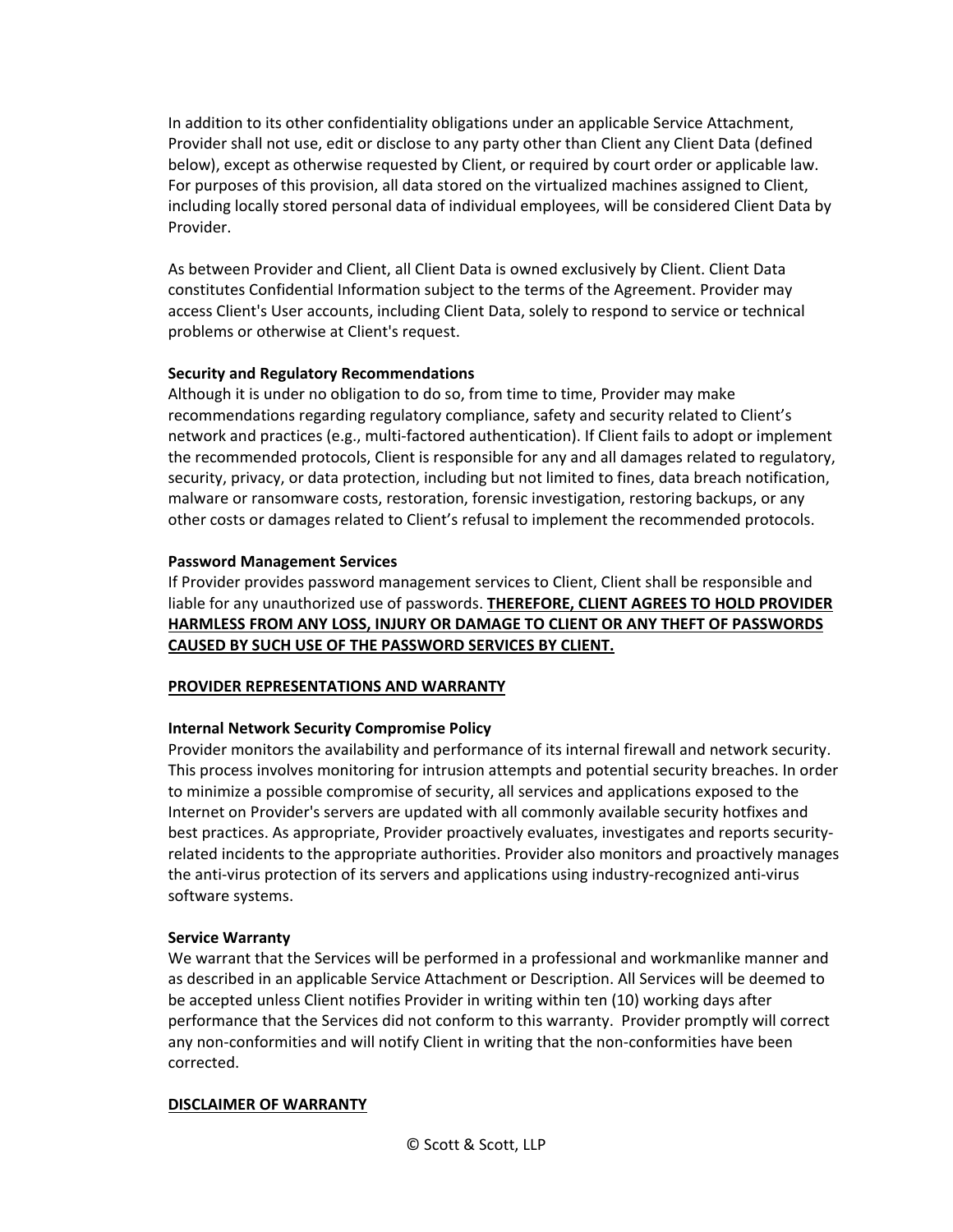In addition to its other confidentiality obligations under an applicable Service Attachment, Provider shall not use, edit or disclose to any party other than Client any Client Data (defined below), except as otherwise requested by Client, or required by court order or applicable law. For purposes of this provision, all data stored on the virtualized machines assigned to Client, including locally stored personal data of individual employees, will be considered Client Data by Provider.

As between Provider and Client, all Client Data is owned exclusively by Client. Client Data constitutes Confidential Information subject to the terms of the Agreement. Provider may access Client's User accounts, including Client Data, solely to respond to service or technical problems or otherwise at Client's request.

**Security and Regulatory Recommendations**

Although it is under no obligation to do so, from time to time, Provider may make recommendations regarding regulatory compliance, safety and security related to Client's network and practices (e.g., multi-factored authentication). If Client fails to adopt or implement the recommended protocols, Client is responsible for any and all damages related to regulatory, security, privacy, or data protection, including but not limited to fines, data breach notification, malware or ransomware costs, restoration, forensic investigation, restoring backups, or any other costs or damages related to Client's refusal to implement the recommended protocols.

**Password Management Services**

If Provider provides password management services to Client, Client shall be responsible and liable for any unauthorized use of passwords. **THEREFORE, CLIENT AGREES TO HOLD PROVIDER HARMLESS FROM ANY LOSS, INJURY OR DAMAGE TO CLIENT OR ANY THEFT OF PASSWORDS CAUSED BY SUCH USE OF THE PASSWORD SERVICES BY CLIENT.**

**PROVIDER REPRESENTATIONS AND WARRANTY**

**Internal Network Security Compromise Policy**

Provider monitors the availability and performance of its internal firewall and network security. This process involves monitoring for intrusion attempts and potential security breaches. In order to minimize a possible compromise of security, all services and applications exposed to the Internet on Provider's servers are updated with all commonly available security hotfixes and best practices. As appropriate, Provider proactively evaluates, investigates and reports security-related incidents to the appropriate authorities. Provider also monitors and proactively manages the anti-virus protection of its servers and applications using industry-recognized anti-virus software systems.

**Service Warranty**

We warrant that the Services will be performed in a professional and workmanlike manner and as described in an applicable Service Attachment or Description. All Services will be deemed to be accepted unless Client notifies Provider in writing within ten (10) working days after performance that the Services did not conform to this warranty. Provider promptly will correct any non-conformities and will notify Client in writing that the non-conformities have been corrected.

**DISCLAIMER OF WARRANTY**

© Scott & Scott, LLP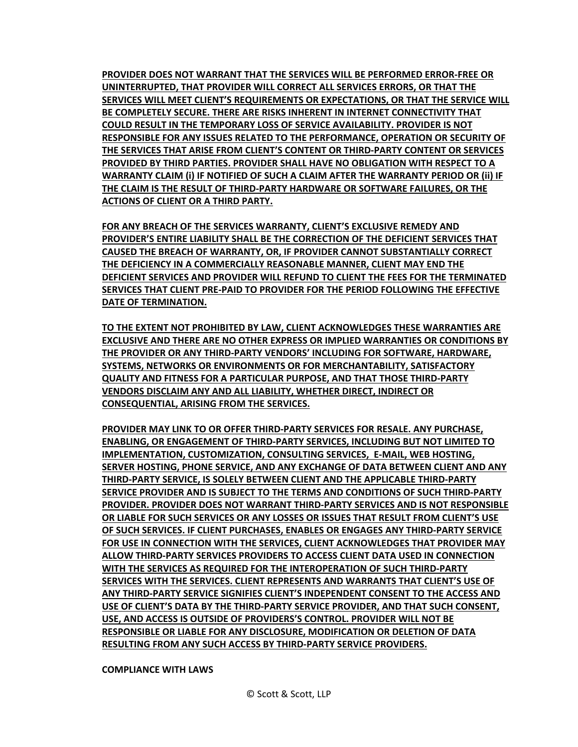**PROVIDER DOES NOT WARRANT THAT THE SERVICES WILL BE PERFORMED ERROR-FREE OR UNINTERRUPTED, THAT PROVIDER WILL CORRECT ALL SERVICES ERRORS, OR THAT THE SERVICES WILL MEET CLIENT'S REQUIREMENTS OR EXPECTATIONS, OR THAT THE SERVICE WILL BE COMPLETELY SECURE. THERE ARE RISKS INHERENT IN INTERNET CONNECTIVITY THAT COULD RESULT IN THE TEMPORARY LOSS OF SERVICE AVAILABILITY. PROVIDER IS NOT RESPONSIBLE FOR ANY ISSUES RELATED TO THE PERFORMANCE, OPERATION OR SECURITY OF THE SERVICES THAT ARISE FROM CLIENT'S CONTENT OR THIRD-PARTY CONTENT OR SERVICES PROVIDED BY THIRD PARTIES. PROVIDER SHALL HAVE NO OBLIGATION WITH RESPECT TO A WARRANTY CLAIM (i) IF NOTIFIED OF SUCH A CLAIM AFTER THE WARRANTY PERIOD OR (ii) IF THE CLAIM IS THE RESULT OF THIRD-PARTY HARDWARE OR SOFTWARE FAILURES, OR THE ACTIONS OF CLIENT OR A THIRD PARTY.**

**FOR ANY BREACH OF THE SERVICES WARRANTY, CLIENT'S EXCLUSIVE REMEDY AND PROVIDER'S ENTIRE LIABILITY SHALL BE THE CORRECTION OF THE DEFICIENT SERVICES THAT CAUSED THE BREACH OF WARRANTY, OR, IF PROVIDER CANNOT SUBSTANTIALLY CORRECT THE DEFICIENCY IN A COMMERCIALLY REASONABLE MANNER, CLIENT MAY END THE DEFICIENT SERVICES AND PROVIDER WILL REFUND TO CLIENT THE FEES FOR THE TERMINATED SERVICES THAT CLIENT PRE-PAID TO PROVIDER FOR THE PERIOD FOLLOWING THE EFFECTIVE DATE OF TERMINATION.**

**TO THE EXTENT NOT PROHIBITED BY LAW, CLIENT ACKNOWLEDGES THESE WARRANTIES ARE EXCLUSIVE AND THERE ARE NO OTHER EXPRESS OR IMPLIED WARRANTIES OR CONDITIONS BY THE PROVIDER OR ANY THIRD-PARTY VENDORS' INCLUDING FOR SOFTWARE, HARDWARE, SYSTEMS, NETWORKS OR ENVIRONMENTS OR FOR MERCHANTABILITY, SATISFACTORY QUALITY AND FITNESS FOR A PARTICULAR PURPOSE, AND THAT THOSE THIRD-PARTY VENDORS DISCLAIM ANY AND ALL LIABILITY, WHETHER DIRECT, INDIRECT OR CONSEQUENTIAL, ARISING FROM THE SERVICES.**

**PROVIDER MAY LINK TO OR OFFER THIRD-PARTY SERVICES FOR RESALE. ANY PURCHASE, ENABLING, OR ENGAGEMENT OF THIRD-PARTY SERVICES, INCLUDING BUT NOT LIMITED TO IMPLEMENTATION, CUSTOMIZATION, CONSULTING SERVICES, E-MAIL, WEB HOSTING, SERVER HOSTING, PHONE SERVICE, AND ANY EXCHANGE OF DATA BETWEEN CLIENT AND ANY THIRD-PARTY SERVICE, IS SOLELY BETWEEN CLIENT AND THE APPLICABLE THIRD-PARTY SERVICE PROVIDER AND IS SUBJECT TO THE TERMS AND CONDITIONS OF SUCH THIRD-PARTY PROVIDER. PROVIDER DOES NOT WARRANT THIRD-PARTY SERVICES AND IS NOT RESPONSIBLE OR LIABLE FOR SUCH SERVICES OR ANY LOSSES OR ISSUES THAT RESULT FROM CLIENT'S USE OF SUCH SERVICES. IF CLIENT PURCHASES, ENABLES OR ENGAGES ANY THIRD-PARTY SERVICE FOR USE IN CONNECTION WITH THE SERVICES, CLIENT ACKNOWLEDGES THAT PROVIDER MAY ALLOW THIRD-PARTY SERVICES PROVIDERS TO ACCESS CLIENT DATA USED IN CONNECTION WITH THE SERVICES AS REQUIRED FOR THE INTEROPERATION OF SUCH THIRD-PARTY SERVICES WITH THE SERVICES. CLIENT REPRESENTS AND WARRANTS THAT CLIENT'S USE OF ANY THIRD-PARTY SERVICE SIGNIFIES CLIENT'S INDEPENDENT CONSENT TO THE ACCESS AND USE OF CLIENT'S DATA BY THE THIRD-PARTY SERVICE PROVIDER, AND THAT SUCH CONSENT, USE, AND ACCESS IS OUTSIDE OF PROVIDERS'S CONTROL. PROVIDER WILL NOT BE RESPONSIBLE OR LIABLE FOR ANY DISCLOSURE, MODIFICATION OR DELETION OF DATA RESULTING FROM ANY SUCH ACCESS BY THIRD-PARTY SERVICE PROVIDERS.**

**COMPLIANCE WITH LAWS**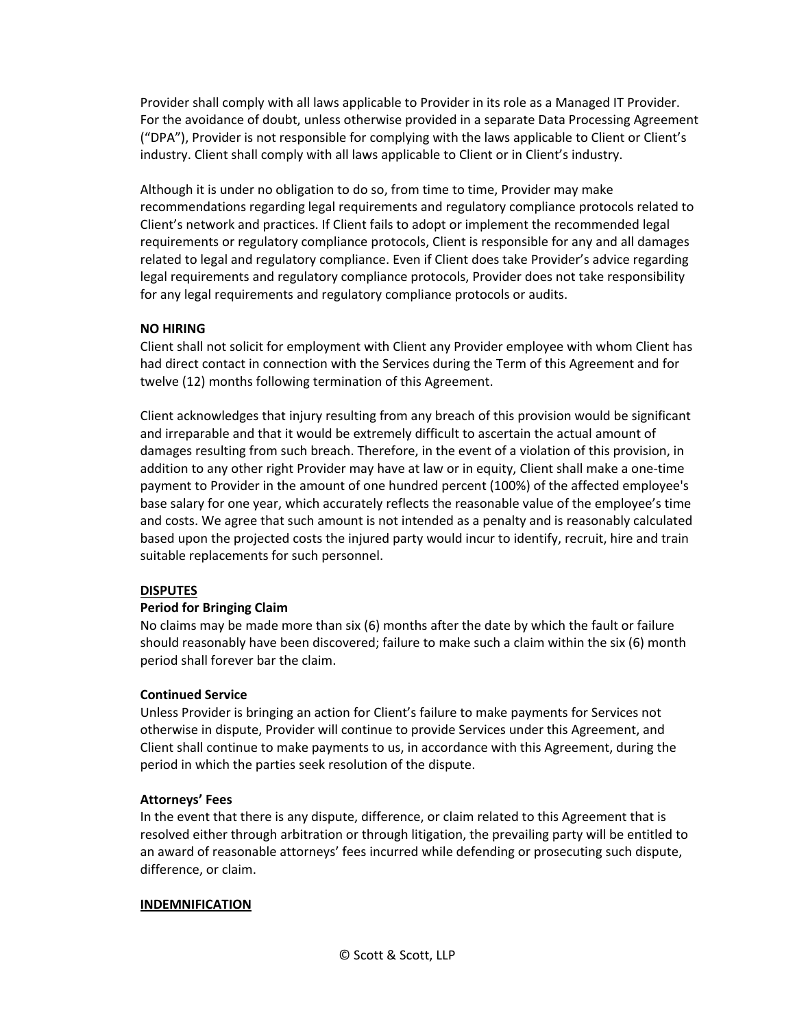Provider shall comply with all laws applicable to Provider in its role as a Managed IT Provider. For the avoidance of doubt, unless otherwise provided in a separate Data Processing Agreement ("DPA"), Provider is not responsible for complying with the laws applicable to Client or Client's industry. Client shall comply with all laws applicable to Client or in Client's industry.

Although it is under no obligation to do so, from time to time, Provider may make recommendations regarding legal requirements and regulatory compliance protocols related to Client's network and practices. If Client fails to adopt or implement the recommended legal requirements or regulatory compliance protocols, Client is responsible for any and all damages related to legal and regulatory compliance. Even if Client does take Provider's advice regarding legal requirements and regulatory compliance protocols, Provider does not take responsibility for any legal requirements and regulatory compliance protocols or audits.

**NO HIRING**

Client shall not solicit for employment with Client any Provider employee with whom Client has had direct contact in connection with the Services during the Term of this Agreement and for twelve (12) months following termination of this Agreement.

Client acknowledges that injury resulting from any breach of this provision would be significant and irreparable and that it would be extremely difficult to ascertain the actual amount of damages resulting from such breach. Therefore, in the event of a violation of this provision, in addition to any other right Provider may have at law or in equity, Client shall make a one-time payment to Provider in the amount of one hundred percent (100%) of the affected employee's base salary for one year, which accurately reflects the reasonable value of the employee's time and costs. We agree that such amount is not intended as a penalty and is reasonably calculated based upon the projected costs the injured party would incur to identify, recruit, hire and train suitable replacements for such personnel.

**DISPUTES**

**Period for Bringing Claim**

No claims may be made more than six (6) months after the date by which the fault or failure should reasonably have been discovered; failure to make such a claim within the six (6) month period shall forever bar the claim.

**Continued Service**

Unless Provider is bringing an action for Client's failure to make payments for Services not otherwise in dispute, Provider will continue to provide Services under this Agreement, and Client shall continue to make payments to us, in accordance with this Agreement, during the period in which the parties seek resolution of the dispute.

**Attorneys' Fees**

In the event that there is any dispute, difference, or claim related to this Agreement that is resolved either through arbitration or through litigation, the prevailing party will be entitled to an award of reasonable attorneys' fees incurred while defending or prosecuting such dispute, difference, or claim.

**INDEMNIFICATION**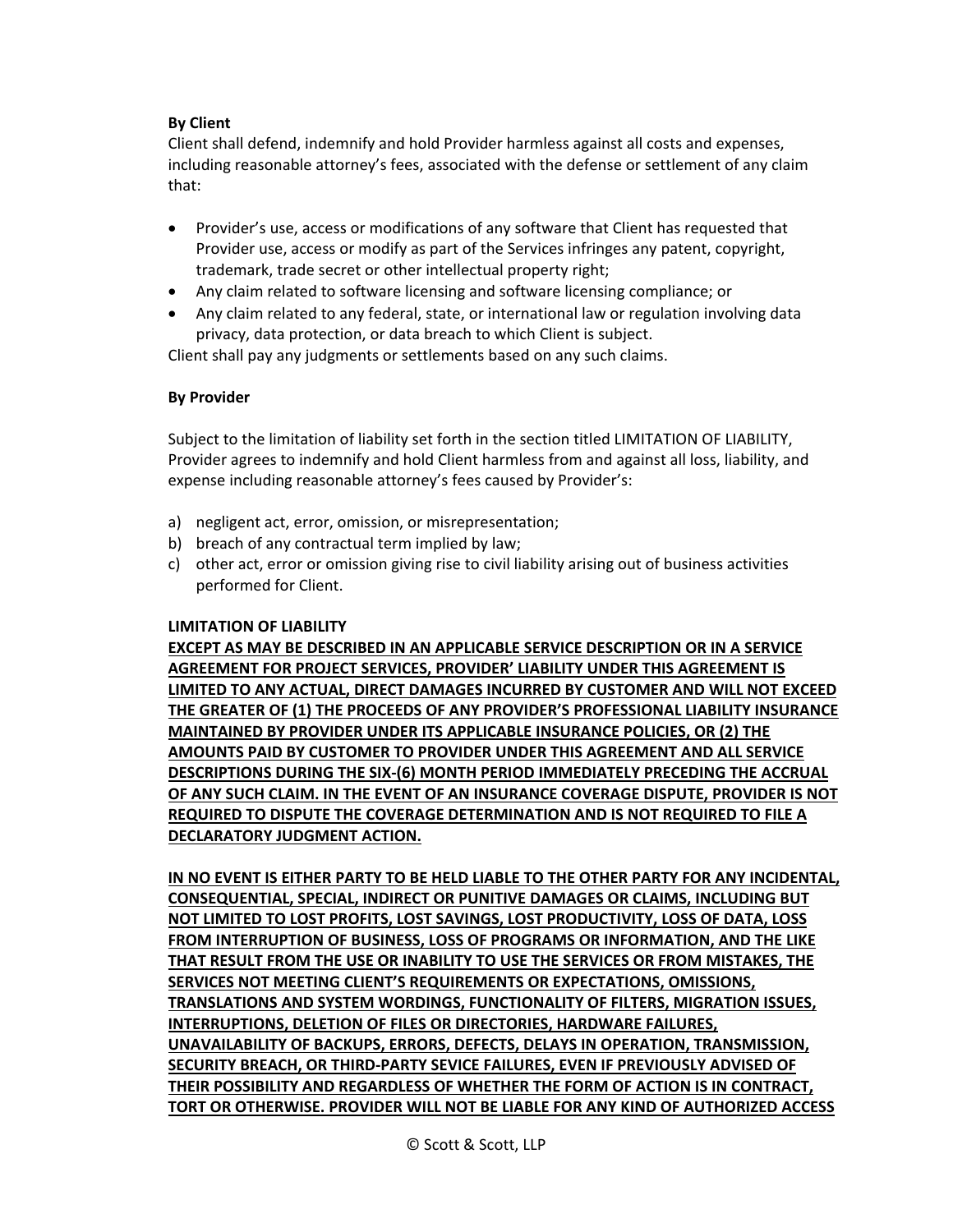**By Client**

Client shall defend, indemnify and hold Provider harmless against all costs and expenses, including reasonable attorney's fees, associated with the defense or settlement of any claim that:

- Provider's use, access or modifications of any software that Client has requested that Provider use, access or modify as part of the Services infringes any patent, copyright, trademark, trade secret or other intellectual property right;
- Any claim related to software licensing and software licensing compliance; or
- Any claim related to any federal, state, or international law or regulation involving data privacy, data protection, or data breach to which Client is subject.

Client shall pay any judgments or settlements based on any such claims.

**By Provider**

Subject to the limitation of liability set forth in the section titled LIMITATION OF LIABILITY, Provider agrees to indemnify and hold Client harmless from and against all loss, liability, and expense including reasonable attorney's fees caused by Provider's:

a) negligent act, error, omission, or misrepresentation;
b) breach of any contractual term implied by law;
c) other act, error or omission giving rise to civil liability arising out of business activities performed for Client.

**LIMITATION OF LIABILITY**

**EXCEPT AS MAY BE DESCRIBED IN AN APPLICABLE SERVICE DESCRIPTION OR IN A SERVICE AGREEMENT FOR PROJECT SERVICES, PROVIDER' LIABILITY UNDER THIS AGREEMENT IS LIMITED TO ANY ACTUAL, DIRECT DAMAGES INCURRED BY CUSTOMER AND WILL NOT EXCEED THE GREATER OF (1) THE PROCEEDS OF ANY PROVIDER'S PROFESSIONAL LIABILITY INSURANCE MAINTAINED BY PROVIDER UNDER ITS APPLICABLE INSURANCE POLICIES, OR (2) THE AMOUNTS PAID BY CUSTOMER TO PROVIDER UNDER THIS AGREEMENT AND ALL SERVICE DESCRIPTIONS DURING THE SIX-(6) MONTH PERIOD IMMEDIATELY PRECEDING THE ACCRUAL OF ANY SUCH CLAIM. IN THE EVENT OF AN INSURANCE COVERAGE DISPUTE, PROVIDER IS NOT REQUIRED TO DISPUTE THE COVERAGE DETERMINATION AND IS NOT REQUIRED TO FILE A DECLARATORY JUDGMENT ACTION.**

**IN NO EVENT IS EITHER PARTY TO BE HELD LIABLE TO THE OTHER PARTY FOR ANY INCIDENTAL, CONSEQUENTIAL, SPECIAL, INDIRECT OR PUNITIVE DAMAGES OR CLAIMS, INCLUDING BUT NOT LIMITED TO LOST PROFITS, LOST SAVINGS, LOST PRODUCTIVITY, LOSS OF DATA, LOSS FROM INTERRUPTION OF BUSINESS, LOSS OF PROGRAMS OR INFORMATION, AND THE LIKE THAT RESULT FROM THE USE OR INABILITY TO USE THE SERVICES OR FROM MISTAKES, THE SERVICES NOT MEETING CLIENT'S REQUIREMENTS OR EXPECTATIONS, OMISSIONS, TRANSLATIONS AND SYSTEM WORDINGS, FUNCTIONALITY OF FILTERS, MIGRATION ISSUES, INTERRUPTIONS, DELETION OF FILES OR DIRECTORIES, HARDWARE FAILURES, UNAVAILABILITY OF BACKUPS, ERRORS, DEFECTS, DELAYS IN OPERATION, TRANSMISSION, SECURITY BREACH, OR THIRD-PARTY SEVICE FAILURES, EVEN IF PREVIOUSLY ADVISED OF THEIR POSSIBILITY AND REGARDLESS OF WHETHER THE FORM OF ACTION IS IN CONTRACT, TORT OR OTHERWISE. PROVIDER WILL NOT BE LIABLE FOR ANY KIND OF AUTHORIZED ACCESS**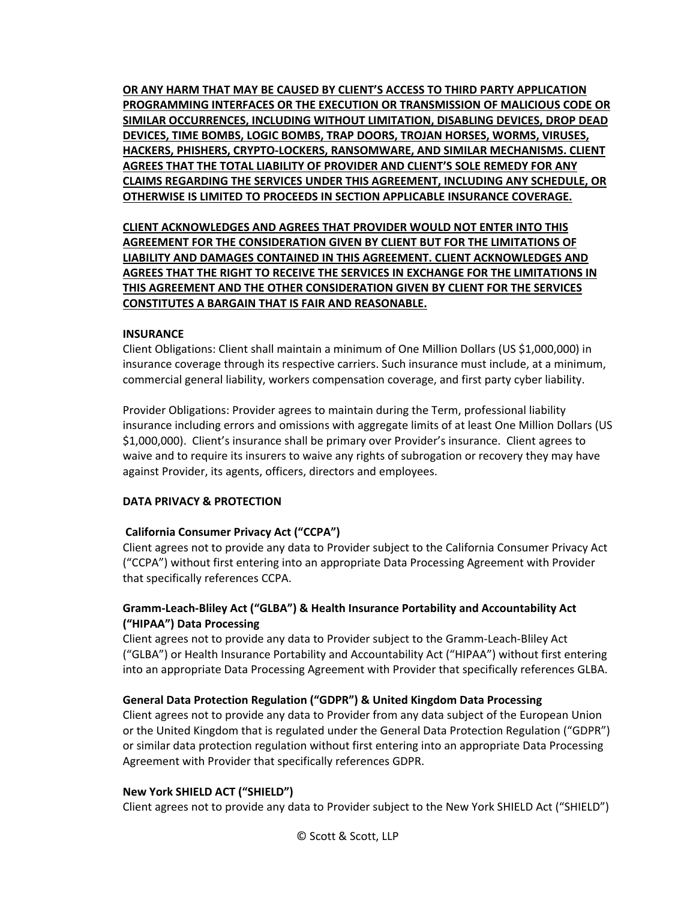**OR ANY HARM THAT MAY BE CAUSED BY CLIENT'S ACCESS TO THIRD PARTY APPLICATION PROGRAMMING INTERFACES OR THE EXECUTION OR TRANSMISSION OF MALICIOUS CODE OR SIMILAR OCCURRENCES, INCLUDING WITHOUT LIMITATION, DISABLING DEVICES, DROP DEAD DEVICES, TIME BOMBS, LOGIC BOMBS, TRAP DOORS, TROJAN HORSES, WORMS, VIRUSES, HACKERS, PHISHERS, CRYPTO-LOCKERS, RANSOMWARE, AND SIMILAR MECHANISMS. CLIENT AGREES THAT THE TOTAL LIABILITY OF PROVIDER AND CLIENT'S SOLE REMEDY FOR ANY CLAIMS REGARDING THE SERVICES UNDER THIS AGREEMENT, INCLUDING ANY SCHEDULE, OR OTHERWISE IS LIMITED TO PROCEEDS IN SECTION APPLICABLE INSURANCE COVERAGE.**

**CLIENT ACKNOWLEDGES AND AGREES THAT PROVIDER WOULD NOT ENTER INTO THIS AGREEMENT FOR THE CONSIDERATION GIVEN BY CLIENT BUT FOR THE LIMITATIONS OF LIABILITY AND DAMAGES CONTAINED IN THIS AGREEMENT. CLIENT ACKNOWLEDGES AND AGREES THAT THE RIGHT TO RECEIVE THE SERVICES IN EXCHANGE FOR THE LIMITATIONS IN THIS AGREEMENT AND THE OTHER CONSIDERATION GIVEN BY CLIENT FOR THE SERVICES CONSTITUTES A BARGAIN THAT IS FAIR AND REASONABLE.**

**INSURANCE**

Client Obligations: Client shall maintain a minimum of One Million Dollars (US $1,000,000) in insurance coverage through its respective carriers. Such insurance must include, at a minimum, commercial general liability, workers compensation coverage, and first party cyber liability.

Provider Obligations: Provider agrees to maintain during the Term, professional liability insurance including errors and omissions with aggregate limits of at least One Million Dollars (US $1,000,000). Client's insurance shall be primary over Provider's insurance. Client agrees to waive and to require its insurers to waive any rights of subrogation or recovery they may have against Provider, its agents, officers, directors and employees.

**DATA PRIVACY & PROTECTION**

**California Consumer Privacy Act ("CCPA")**

Client agrees not to provide any data to Provider subject to the California Consumer Privacy Act ("CCPA") without first entering into an appropriate Data Processing Agreement with Provider that specifically references CCPA.

**Gramm-Leach-Bliley Act ("GLBA") & Health Insurance Portability and Accountability Act ("HIPAA") Data Processing**

Client agrees not to provide any data to Provider subject to the Gramm-Leach-Bliley Act ("GLBA") or Health Insurance Portability and Accountability Act ("HIPAA") without first entering into an appropriate Data Processing Agreement with Provider that specifically references GLBA.

**General Data Protection Regulation ("GDPR") & United Kingdom Data Processing**

Client agrees not to provide any data to Provider from any data subject of the European Union or the United Kingdom that is regulated under the General Data Protection Regulation ("GDPR") or similar data protection regulation without first entering into an appropriate Data Processing Agreement with Provider that specifically references GDPR.

**New York SHIELD ACT ("SHIELD")**

Client agrees not to provide any data to Provider subject to the New York SHIELD Act ("SHIELD")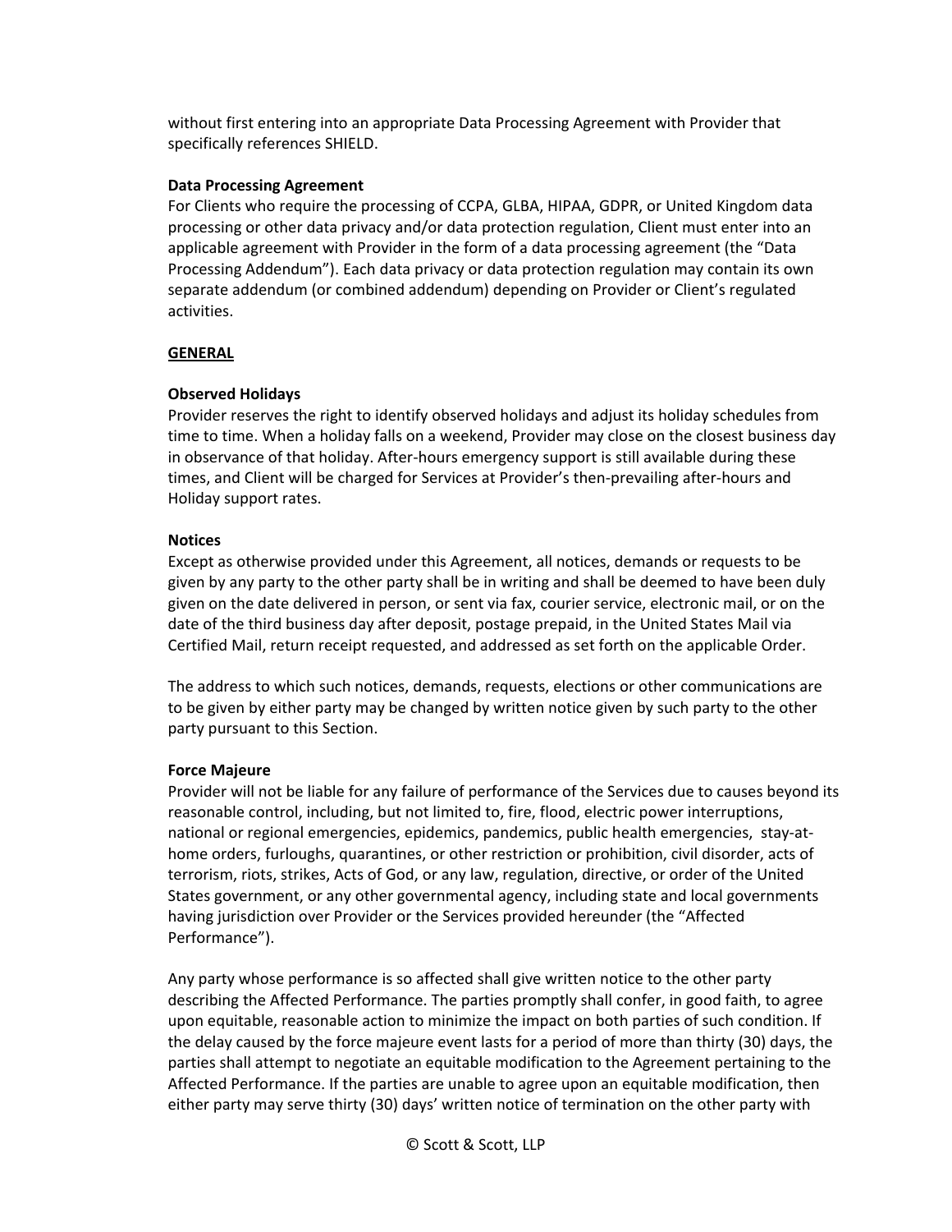without first entering into an appropriate Data Processing Agreement with Provider that specifically references SHIELD.

**Data Processing Agreement**

For Clients who require the processing of CCPA, GLBA, HIPAA, GDPR, or United Kingdom data processing or other data privacy and/or data protection regulation, Client must enter into an applicable agreement with Provider in the form of a data processing agreement (the "Data Processing Addendum"). Each data privacy or data protection regulation may contain its own separate addendum (or combined addendum) depending on Provider or Client's regulated activities.

## GENERAL

**Observed Holidays**

Provider reserves the right to identify observed holidays and adjust its holiday schedules from time to time. When a holiday falls on a weekend, Provider may close on the closest business day in observance of that holiday. After-hours emergency support is still available during these times, and Client will be charged for Services at Provider's then-prevailing after-hours and Holiday support rates.

**Notices**

Except as otherwise provided under this Agreement, all notices, demands or requests to be given by any party to the other party shall be in writing and shall be deemed to have been duly given on the date delivered in person, or sent via fax, courier service, electronic mail, or on the date of the third business day after deposit, postage prepaid, in the United States Mail via Certified Mail, return receipt requested, and addressed as set forth on the applicable Order.

The address to which such notices, demands, requests, elections or other communications are to be given by either party may be changed by written notice given by such party to the other party pursuant to this Section.

**Force Majeure**

Provider will not be liable for any failure of performance of the Services due to causes beyond its reasonable control, including, but not limited to, fire, flood, electric power interruptions, national or regional emergencies, epidemics, pandemics, public health emergencies, stay-at-home orders, furloughs, quarantines, or other restriction or prohibition, civil disorder, acts of terrorism, riots, strikes, Acts of God, or any law, regulation, directive, or order of the United States government, or any other governmental agency, including state and local governments having jurisdiction over Provider or the Services provided hereunder (the "Affected Performance").

Any party whose performance is so affected shall give written notice to the other party describing the Affected Performance. The parties promptly shall confer, in good faith, to agree upon equitable, reasonable action to minimize the impact on both parties of such condition. If the delay caused by the force majeure event lasts for a period of more than thirty (30) days, the parties shall attempt to negotiate an equitable modification to the Agreement pertaining to the Affected Performance. If the parties are unable to agree upon an equitable modification, then either party may serve thirty (30) days' written notice of termination on the other party with

© Scott & Scott, LLP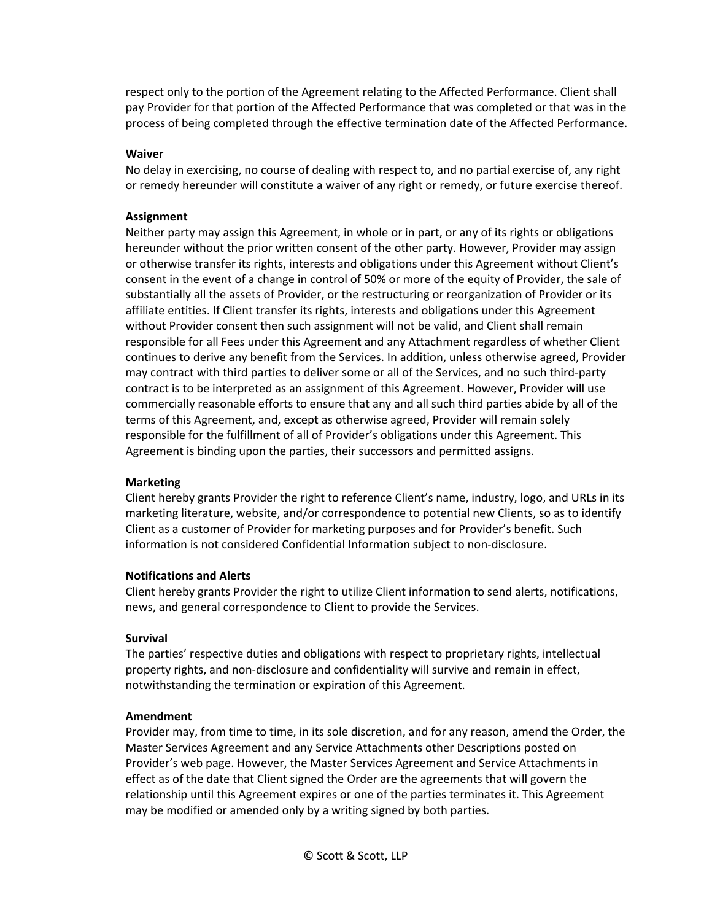respect only to the portion of the Agreement relating to the Affected Performance. Client shall pay Provider for that portion of the Affected Performance that was completed or that was in the process of being completed through the effective termination date of the Affected Performance.

**Waiver**

No delay in exercising, no course of dealing with respect to, and no partial exercise of, any right or remedy hereunder will constitute a waiver of any right or remedy, or future exercise thereof.

**Assignment**

Neither party may assign this Agreement, in whole or in part, or any of its rights or obligations hereunder without the prior written consent of the other party. However, Provider may assign or otherwise transfer its rights, interests and obligations under this Agreement without Client's consent in the event of a change in control of 50% or more of the equity of Provider, the sale of substantially all the assets of Provider, or the restructuring or reorganization of Provider or its affiliate entities. If Client transfer its rights, interests and obligations under this Agreement without Provider consent then such assignment will not be valid, and Client shall remain responsible for all Fees under this Agreement and any Attachment regardless of whether Client continues to derive any benefit from the Services. In addition, unless otherwise agreed, Provider may contract with third parties to deliver some or all of the Services, and no such third-party contract is to be interpreted as an assignment of this Agreement. However, Provider will use commercially reasonable efforts to ensure that any and all such third parties abide by all of the terms of this Agreement, and, except as otherwise agreed, Provider will remain solely responsible for the fulfillment of all of Provider's obligations under this Agreement. This Agreement is binding upon the parties, their successors and permitted assigns.

**Marketing**

Client hereby grants Provider the right to reference Client's name, industry, logo, and URLs in its marketing literature, website, and/or correspondence to potential new Clients, so as to identify Client as a customer of Provider for marketing purposes and for Provider's benefit. Such information is not considered Confidential Information subject to non-disclosure.

**Notifications and Alerts**

Client hereby grants Provider the right to utilize Client information to send alerts, notifications, news, and general correspondence to Client to provide the Services.

**Survival**

The parties' respective duties and obligations with respect to proprietary rights, intellectual property rights, and non-disclosure and confidentiality will survive and remain in effect, notwithstanding the termination or expiration of this Agreement.

**Amendment**

Provider may, from time to time, in its sole discretion, and for any reason, amend the Order, the Master Services Agreement and any Service Attachments other Descriptions posted on Provider's web page. However, the Master Services Agreement and Service Attachments in effect as of the date that Client signed the Order are the agreements that will govern the relationship until this Agreement expires or one of the parties terminates it. This Agreement may be modified or amended only by a writing signed by both parties.

© Scott & Scott, LLP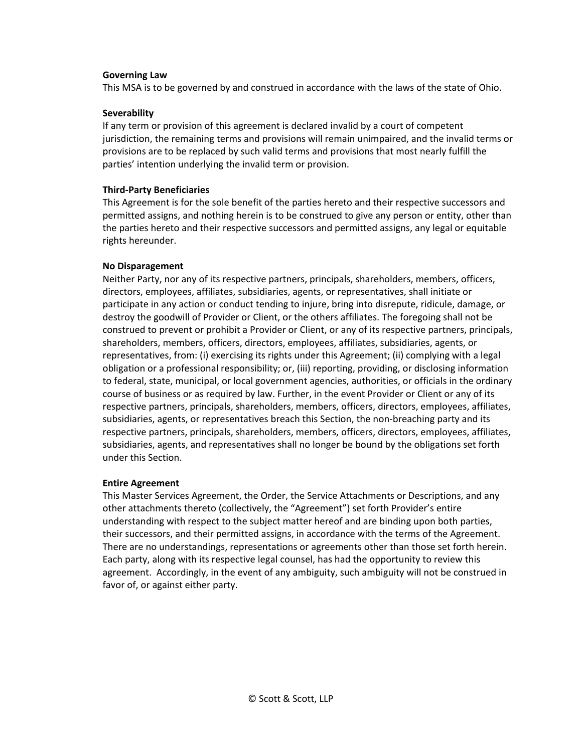**Governing Law**

This MSA is to be governed by and construed in accordance with the laws of the state of Ohio.

**Severability**

If any term or provision of this agreement is declared invalid by a court of competent jurisdiction, the remaining terms and provisions will remain unimpaired, and the invalid terms or provisions are to be replaced by such valid terms and provisions that most nearly fulfill the parties' intention underlying the invalid term or provision.

**Third-Party Beneficiaries**

This Agreement is for the sole benefit of the parties hereto and their respective successors and permitted assigns, and nothing herein is to be construed to give any person or entity, other than the parties hereto and their respective successors and permitted assigns, any legal or equitable rights hereunder.

**No Disparagement**

Neither Party, nor any of its respective partners, principals, shareholders, members, officers, directors, employees, affiliates, subsidiaries, agents, or representatives, shall initiate or participate in any action or conduct tending to injure, bring into disrepute, ridicule, damage, or destroy the goodwill of Provider or Client, or the others affiliates. The foregoing shall not be construed to prevent or prohibit a Provider or Client, or any of its respective partners, principals, shareholders, members, officers, directors, employees, affiliates, subsidiaries, agents, or representatives, from: (i) exercising its rights under this Agreement; (ii) complying with a legal obligation or a professional responsibility; or, (iii) reporting, providing, or disclosing information to federal, state, municipal, or local government agencies, authorities, or officials in the ordinary course of business or as required by law. Further, in the event Provider or Client or any of its respective partners, principals, shareholders, members, officers, directors, employees, affiliates, subsidiaries, agents, or representatives breach this Section, the non-breaching party and its respective partners, principals, shareholders, members, officers, directors, employees, affiliates, subsidiaries, agents, and representatives shall no longer be bound by the obligations set forth under this Section.

**Entire Agreement**

This Master Services Agreement, the Order, the Service Attachments or Descriptions, and any other attachments thereto (collectively, the "Agreement") set forth Provider's entire understanding with respect to the subject matter hereof and are binding upon both parties, their successors, and their permitted assigns, in accordance with the terms of the Agreement. There are no understandings, representations or agreements other than those set forth herein. Each party, along with its respective legal counsel, has had the opportunity to review this agreement. Accordingly, in the event of any ambiguity, such ambiguity will not be construed in favor of, or against either party.

© Scott & Scott, LLP